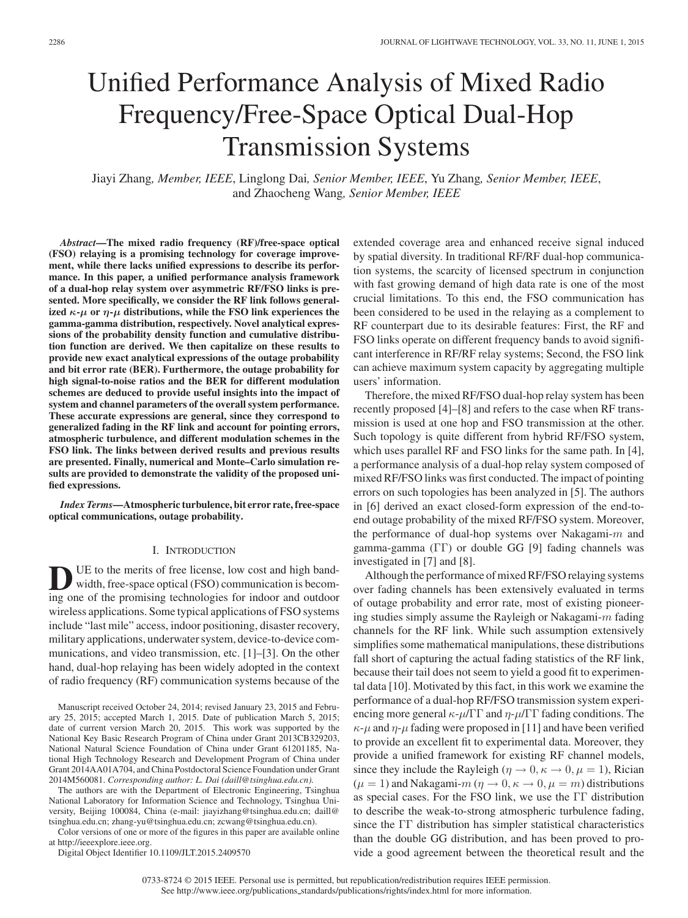# Unified Performance Analysis of Mixed Radio Frequency/Free-Space Optical Dual-Hop Transmission Systems

Jiayi Zhang, *Member, IEEE*, Linglong Dai, *Senior Member, IEEE*, Yu Zhang, *Senior Member, IEEE*, and Zhaocheng Wang, *Senior Member, IEEE*

***Abstract*—The mixed radio frequency (RF)/free-space optical (FSO) relaying is a promising technology for coverage improvement, while there lacks unified expressions to describe its performance. In this paper, a unified performance analysis framework of a dual-hop relay system over asymmetric RF/FSO links is presented. More specifically, we consider the RF link follows generalized $\kappa$-$\mu$ or $\eta$-$\mu$ distributions, while the FSO link experiences the gamma-gamma distribution, respectively. Novel analytical expressions of the probability density function and cumulative distribution function are derived. We then capitalize on these results to provide new exact analytical expressions of the outage probability and bit error rate (BER). Furthermore, the outage probability for high signal-to-noise ratios and the BER for different modulation schemes are deduced to provide useful insights into the impact of system and channel parameters of the overall system performance. These accurate expressions are general, since they correspond to generalized fading in the RF link and account for pointing errors, atmospheric turbulence, and different modulation schemes in the FSO link. The links between derived results and previous results are presented. Finally, numerical and Monte–Carlo simulation results are provided to demonstrate the validity of the proposed unified expressions.**

***Index Terms*—Atmospheric turbulence, bit error rate, free-space optical communications, outage probability.**

## I. Introduction

DUE to the merits of free license, low cost and high bandwidth, free-space optical (FSO) communication is becoming one of the promising technologies for indoor and outdoor wireless applications. Some typical applications of FSO systems include "last mile" access, indoor positioning, disaster recovery, military applications, underwater system, device-to-device communications, and video transmission, etc. [1]–[3]. On the other hand, dual-hop relaying has been widely adopted in the context of radio frequency (RF) communication systems because of the extended coverage area and enhanced receive signal induced by spatial diversity. In traditional RF/RF dual-hop communication systems, the scarcity of licensed spectrum in conjunction with fast growing demand of high data rate is one of the most crucial limitations. To this end, the FSO communication has been considered to be used in the relaying as a complement to RF counterpart due to its desirable features: First, the RF and FSO links operate on different frequency bands to avoid significant interference in RF/RF relay systems; Second, the FSO link can achieve maximum system capacity by aggregating multiple users' information.

Therefore, the mixed RF/FSO dual-hop relay system has been recently proposed [4]–[8] and refers to the case when RF transmission is used at one hop and FSO transmission at the other. Such topology is quite different from hybrid RF/FSO system, which uses parallel RF and FSO links for the same path. In [4], a performance analysis of a dual-hop relay system composed of mixed RF/FSO links was first conducted. The impact of pointing errors on such topologies has been analyzed in [5]. The authors in [6] derived an exact closed-form expression of the end-to-end outage probability of the mixed RF/FSO system. Moreover, the performance of dual-hop systems over Nakagami-$m$ and gamma-gamma (ΓΓ) or double GG [9] fading channels was investigated in [7] and [8].

Although the performance of mixed RF/FSO relaying systems over fading channels has been extensively evaluated in terms of outage probability and error rate, most of existing pioneering studies simply assume the Rayleigh or Nakagami-$m$ fading channels for the RF link. While such assumption extensively simplifies some mathematical manipulations, these distributions fall short of capturing the actual fading statistics of the RF link, because their tail does not seem to yield a good fit to experimental data [10]. Motivated by this fact, in this work we examine the performance of a dual-hop RF/FSO transmission system experiencing more general $\kappa$-$\mu$/ΓΓ and $\eta$-$\mu$/ΓΓ fading conditions. The $\kappa$-$\mu$ and $\eta$-$\mu$ fading were proposed in [11] and have been verified to provide an excellent fit to experimental data. Moreover, they provide a unified framework for existing RF channel models, since they include the Rayleigh ($\eta \to 0, \kappa \to 0, \mu = 1$), Rician ($\mu = 1$) and Nakagami-$m$ ($\eta \to 0, \kappa \to 0, \mu = m$) distributions as special cases. For the FSO link, we use the ΓΓ distribution to describe the weak-to-strong atmospheric turbulence fading, since the ΓΓ distribution has simpler statistical characteristics than the double GG distribution, and has been proved to provide a good agreement between the theoretical result and the

Manuscript received October 24, 2014; revised January 23, 2015 and February 25, 2015; accepted March 1, 2015. Date of publication March 5, 2015; date of current version March 20, 2015. This work was supported by the National Key Basic Research Program of China under Grant 2013CB329203, National Natural Science Foundation of China under Grant 61201185, National High Technology Research and Development Program of China under Grant 2014AA01A704, and China Postdoctoral Science Foundation under Grant 2014M560081. *Corresponding author: L. Dai (daill@tsinghua.edu.cn).*

The authors are with the Department of Electronic Engineering, Tsinghua National Laboratory for Information Science and Technology, Tsinghua University, Beijing 100084, China (e-mail: jiayizhang@tsinghua.edu.cn; daill@tsinghua.edu.cn; zhang-yu@tsinghua.edu.cn; zcwang@tsinghua.edu.cn).

Color versions of one or more of the figures in this paper are available online at http://ieeexplore.ieee.org.

Digital Object Identifier 10.1109/JLT.2015.2409570

0733-8724 © 2015 IEEE. Personal use is permitted, but republication/redistribution requires IEEE permission. See http://www.ieee.org/publications_standards/publications/rights/index.html for more information.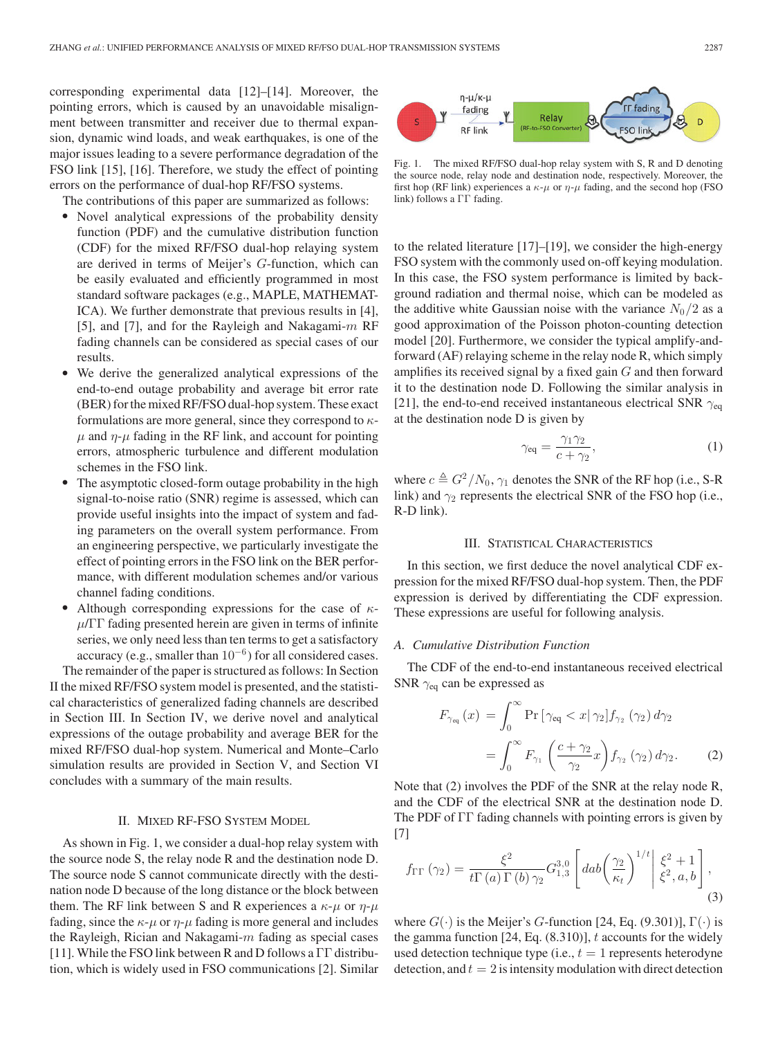corresponding experimental data [12]–[14]. Moreover, the pointing errors, which is caused by an unavoidable misalignment between transmitter and receiver due to thermal expansion, dynamic wind loads, and weak earthquakes, is one of the major issues leading to a severe performance degradation of the FSO link [15], [16]. Therefore, we study the effect of pointing errors on the performance of dual-hop RF/FSO systems.

The contributions of this paper are summarized as follows:

- Novel analytical expressions of the probability density function (PDF) and the cumulative distribution function (CDF) for the mixed RF/FSO dual-hop relaying system are derived in terms of Meijer's $G$-function, which can be easily evaluated and efficiently programmed in most standard software packages (e.g., MAPLE, MATHEMATICA). We further demonstrate that previous results in [4], [5], and [7], and for the Rayleigh and Nakagami-$m$ RF fading channels can be considered as special cases of our results.
- We derive the generalized analytical expressions of the end-to-end outage probability and average bit error rate (BER) for the mixed RF/FSO dual-hop system. These exact formulations are more general, since they correspond to $\kappa$-$\mu$ and $\eta$-$\mu$ fading in the RF link, and account for pointing errors, atmospheric turbulence and different modulation schemes in the FSO link.
- The asymptotic closed-form outage probability in the high signal-to-noise ratio (SNR) regime is assessed, which can provide useful insights into the impact of system and fading parameters on the overall system performance. From an engineering perspective, we particularly investigate the effect of pointing errors in the FSO link on the BER performance, with different modulation schemes and/or various channel fading conditions.
- Although corresponding expressions for the case of $\kappa$-$\mu$/ΓΓ fading presented herein are given in terms of infinite series, we only need less than ten terms to get a satisfactory accuracy (e.g., smaller than $10^{-6}$) for all considered cases.

The remainder of the paper is structured as follows: In Section II the mixed RF/FSO system model is presented, and the statistical characteristics of generalized fading channels are described in Section III. In Section IV, we derive novel and analytical expressions of the outage probability and average BER for the mixed RF/FSO dual-hop system. Numerical and Monte–Carlo simulation results are provided in Section V, and Section VI concludes with a summary of the main results.

## II. Mixed RF-FSO System Model

As shown in Fig. 1, we consider a dual-hop relay system with the source node S, the relay node R and the destination node D. The source node S cannot communicate directly with the destination node D because of the long distance or the block between them. The RF link between S and R experiences a $\kappa$-$\mu$ or $\eta$-$\mu$ fading, since the $\kappa$-$\mu$ or $\eta$-$\mu$ fading is more general and includes the Rayleigh, Rician and Nakagami-$m$ fading as special cases [11]. While the FSO link between R and D follows a ΓΓ distribution, which is widely used in FSO communications [2]. Similar

Fig. 1. The mixed RF/FSO dual-hop relay system with S, R and D denoting the source node, relay node and destination node, respectively. Moreover, the first hop (RF link) experiences a $\kappa$-$\mu$ or $\eta$-$\mu$ fading, and the second hop (FSO link) follows a ΓΓ fading.

to the related literature [17]–[19], we consider the high-energy FSO system with the commonly used on-off keying modulation. In this case, the FSO system performance is limited by background radiation and thermal noise, which can be modeled as the additive white Gaussian noise with the variance $N_0/2$ as a good approximation of the Poisson photon-counting detection model [20]. Furthermore, we consider the typical amplify-and-forward (AF) relaying scheme in the relay node R, which simply amplifies its received signal by a fixed gain $G$ and then forward it to the destination node D. Following the similar analysis in [21], the end-to-end received instantaneous electrical SNR $\gamma_{\text{eq}}$ at the destination node D is given by

$$\gamma_{\text{eq}} = \frac{\gamma_1 \gamma_2}{c + \gamma_2}, \tag{1}$$

where $c \triangleq G^2/N_0$, $\gamma_1$ denotes the SNR of the RF hop (i.e., S-R link) and $\gamma_2$ represents the electrical SNR of the FSO hop (i.e., R-D link).

## III. Statistical Characteristics

In this section, we first deduce the novel analytical CDF expression for the mixed RF/FSO dual-hop system. Then, the PDF expression is derived by differentiating the CDF expression. These expressions are useful for following analysis.

### A. Cumulative Distribution Function

The CDF of the end-to-end instantaneous received electrical SNR $\gamma_{\text{eq}}$ can be expressed as

$$\begin{aligned} F_{\gamma_{\text{eq}}}(x) &= \int_0^\infty \Pr\left[\gamma_{\text{eq}} < x \middle| \gamma_2\right] f_{\gamma_2}(\gamma_2)\, d\gamma_2 \\ &= \int_0^\infty F_{\gamma_1}\left(\frac{c+\gamma_2}{\gamma_2} x\right) f_{\gamma_2}(\gamma_2)\, d\gamma_2. \end{aligned} \tag{2}$$

Note that (2) involves the PDF of the SNR at the relay node R, and the CDF of the electrical SNR at the destination node D. The PDF of ΓΓ fading channels with pointing errors is given by [7]

$$f_{\Gamma\Gamma}(\gamma_2) = \frac{\xi^2}{t\Gamma(a)\Gamma(b)\gamma_2} G_{1,3}^{3,0}\left[dab\left(\frac{\gamma_2}{\kappa_t}\right)^{1/t} \middle| \begin{matrix} \xi^2+1 \\ \xi^2, a, b \end{matrix}\right], \tag{3}$$

where $G(\cdot)$ is the Meijer's $G$-function [24, Eq. (9.301)], $\Gamma(\cdot)$ is the gamma function [24, Eq. (8.310)], $t$ accounts for the widely used detection technique type (i.e., $t = 1$ represents heterodyne detection, and $t = 2$ is intensity modulation with direct detection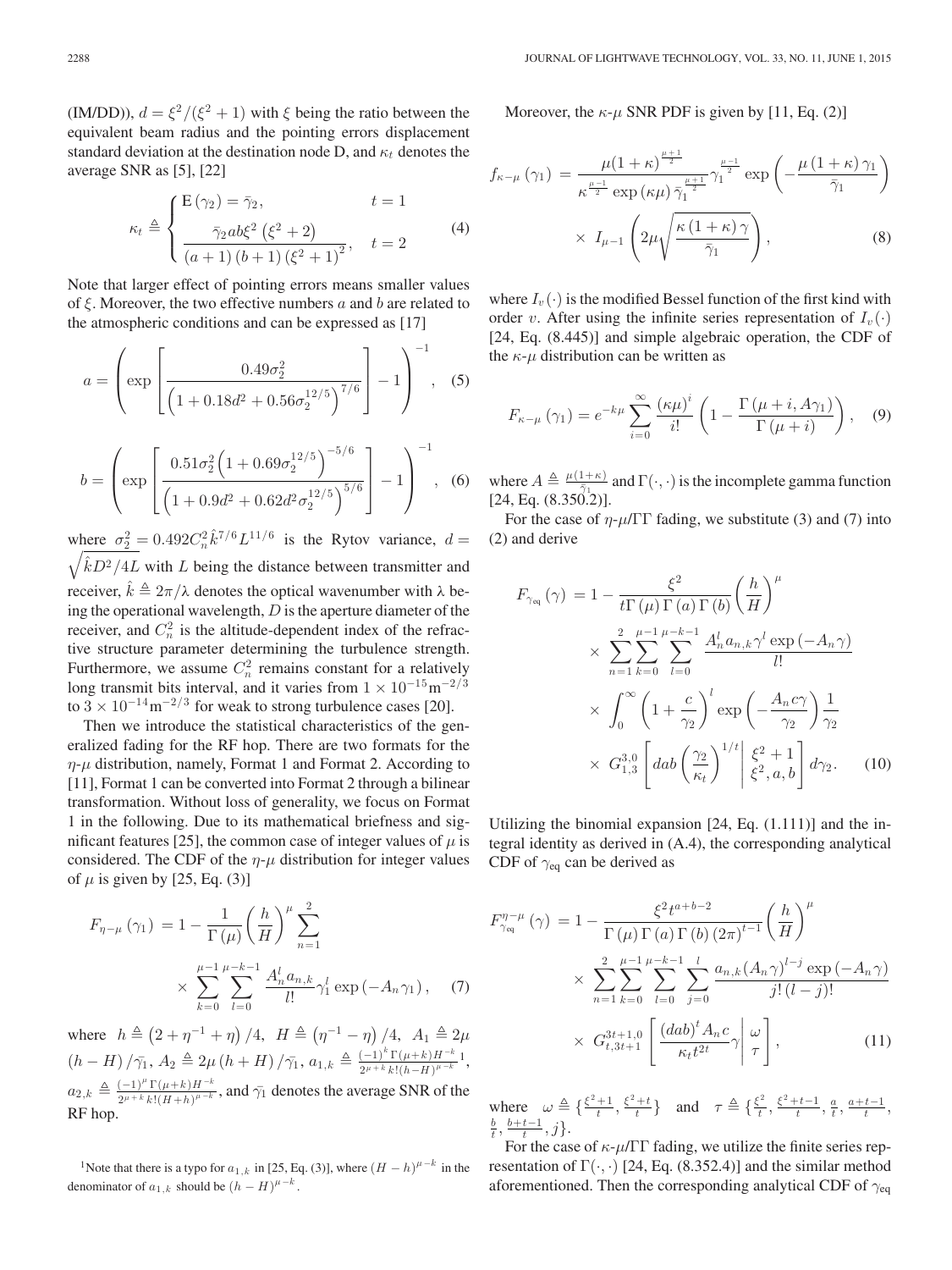(IM/DD)), $d = \xi^2/(\xi^2+1)$ with $\xi$ being the ratio between the equivalent beam radius and the pointing errors displacement standard deviation at the destination node D, and $\kappa_t$ denotes the average SNR as [5], [22]

$$\kappa_t \triangleq \begin{cases} \mathrm{E}(\gamma_2) = \bar{\gamma}_2, & t=1 \\ \dfrac{\bar{\gamma}_2 ab\xi^2(\xi^2+2)}{(a+1)(b+1)(\xi^2+1)^2}, & t=2 \end{cases} \tag{4}$$

Note that larger effect of pointing errors means smaller values of $\xi$. Moreover, the two effective numbers $a$ and $b$ are related to the atmospheric conditions and can be expressed as [17]

$$a = \left( \exp\left[ \frac{0.49\sigma_2^2}{\left(1+0.18d^2+0.56\sigma_2^{12/5}\right)^{7/6}} \right] - 1 \right)^{-1}, \tag{5}$$

$$b = \left( \exp\left[ \frac{0.51\sigma_2^2\left(1+0.69\sigma_2^{12/5}\right)^{-5/6}}{\left(1+0.9d^2+0.62d^2\sigma_2^{12/5}\right)^{5/6}} \right] - 1 \right)^{-1}, \tag{6}$$

where $\sigma_2^2 = 0.492C_n^2\hat{k}^{7/6}L^{11/6}$ is the Rytov variance, $d = \sqrt{\hat{k}D^2/4L}$ with $L$ being the distance between transmitter and receiver, $\hat{k} \triangleq 2\pi/\lambda$ denotes the optical wavenumber with $\lambda$ being the operational wavelength, $D$ is the aperture diameter of the receiver, and $C_n^2$ is the altitude-dependent index of the refractive structure parameter determining the turbulence strength. Furthermore, we assume $C_n^2$ remains constant for a relatively long transmit bits interval, and it varies from $1\times10^{-15}\mathrm{m}^{-2/3}$ to $3\times10^{-14}\mathrm{m}^{-2/3}$ for weak to strong turbulence cases [20].

Then we introduce the statistical characteristics of the generalized fading for the RF hop. There are two formats for the $\eta$-$\mu$ distribution, namely, Format 1 and Format 2. According to [11], Format 1 can be converted into Format 2 through a bilinear transformation. Without loss of generality, we focus on Format 1 in the following. Due to its mathematical briefness and significant features [25], the common case of integer values of $\mu$ is considered. The CDF of the $\eta$-$\mu$ distribution for integer values of $\mu$ is given by [25, Eq. (3)]

$$F_{\eta-\mu}(\gamma_1) = 1 - \frac{1}{\Gamma(\mu)}\left(\frac{h}{H}\right)^{\mu} \sum_{n=1}^{2} \times \sum_{k=0}^{\mu-1}\sum_{l=0}^{\mu-k-1} \frac{A_n^l a_{n,k}}{l!}\gamma_1^l \exp(-A_n\gamma_1), \tag{7}$$

where $h \triangleq (2+\eta^{-1}+\eta)/4$, $H \triangleq (\eta^{-1}-\eta)/4$, $A_1 \triangleq 2\mu(h-H)/\bar{\gamma}_1$, $A_2 \triangleq 2\mu(h+H)/\bar{\gamma}_1$, $a_{1,k} \triangleq \frac{(-1)^k\Gamma(\mu+k)H^{-k}}{2^{\mu+k}k!(h-H)^{\mu-k}}$[1], $a_{2,k} \triangleq \frac{(-1)^{\mu}\Gamma(\mu+k)H^{-k}}{2^{\mu+k}k!(H+h)^{\mu-k}}$, and $\bar{\gamma}_1$ denotes the average SNR of the RF hop.

Moreover, the $\kappa$-$\mu$ SNR PDF is given by [11, Eq. (2)]

$$f_{\kappa-\mu}(\gamma_1) = \frac{\mu(1+\kappa)^{\frac{\mu+1}{2}}}{\kappa^{\frac{\mu-1}{2}}\exp(\kappa\mu)\bar{\gamma}_1^{\frac{\mu+1}{2}}}\gamma_1^{\frac{\mu-1}{2}}\exp\left(-\frac{\mu(1+\kappa)\gamma_1}{\bar{\gamma}_1}\right) \times I_{\mu-1}\left(2\mu\sqrt{\frac{\kappa(1+\kappa)\gamma}{\bar{\gamma}_1}}\right), \tag{8}$$

where $I_v(\cdot)$ is the modified Bessel function of the first kind with order $v$. After using the infinite series representation of $I_v(\cdot)$ [24, Eq. (8.445)] and simple algebraic operation, the CDF of the $\kappa$-$\mu$ distribution can be written as

$$F_{\kappa-\mu}(\gamma_1) = e^{-k\mu}\sum_{i=0}^{\infty}\frac{(\kappa\mu)^i}{i!}\left(1-\frac{\Gamma(\mu+i, A\gamma_1)}{\Gamma(\mu+i)}\right), \tag{9}$$

where $A \triangleq \frac{\mu(1+\kappa)}{\bar{\gamma}_1}$ and $\Gamma(\cdot,\cdot)$ is the incomplete gamma function [24, Eq. (8.350.2)].

For the case of $\eta$-$\mu$/ΓΓ fading, we substitute (3) and (7) into (2) and derive

$$F_{\gamma_{\mathrm{eq}}}(\gamma) = 1 - \frac{\xi^2}{t\Gamma(\mu)\Gamma(a)\Gamma(b)}\left(\frac{h}{H}\right)^{\mu} \times \sum_{n=1}^{2}\sum_{k=0}^{\mu-1}\sum_{l=0}^{\mu-k-1}\frac{A_n^l a_{n,k}\gamma^l\exp(-A_n\gamma)}{l!} \times \int_0^{\infty}\left(1+\frac{c}{\gamma_2}\right)^l \exp\left(-\frac{A_n c\gamma}{\gamma_2}\right)\frac{1}{\gamma_2} \times G_{1,3}^{3,0}\left[dab\left(\frac{\gamma_2}{\kappa_t}\right)^{1/t}\middle|\begin{matrix}\xi^2+1\\ \xi^2, a, b\end{matrix}\right]d\gamma_2. \tag{10}$$

Utilizing the binomial expansion [24, Eq. (1.111)] and the integral identity as derived in (A.4), the corresponding analytical CDF of $\gamma_{\mathrm{eq}}$ can be derived as

$$F_{\gamma_{\mathrm{eq}}}^{\eta-\mu}(\gamma) = 1 - \frac{\xi^2 t^{a+b-2}}{\Gamma(\mu)\Gamma(a)\Gamma(b)(2\pi)^{t-1}}\left(\frac{h}{H}\right)^{\mu} \times \sum_{n=1}^{2}\sum_{k=0}^{\mu-1}\sum_{l=0}^{\mu-k-1}\sum_{j=0}^{l}\frac{a_{n,k}(A_n\gamma)^{l-j}\exp(-A_n\gamma)}{j!(l-j)!} \times G_{t,3t+1}^{3t+1,0}\left[\frac{(dab)^t A_n c}{\kappa_t t^{2t}}\gamma\middle|\begin{matrix}\omega\\ \tau\end{matrix}\right], \tag{11}$$

where $\omega \triangleq \{\frac{\xi^2+1}{t}, \frac{\xi^2+t}{t}\}$ and $\tau \triangleq \{\frac{\xi^2}{t}, \frac{\xi^2+t-1}{t}, \frac{a}{t}, \frac{a+t-1}{t}, \frac{b}{t}, \frac{b+t-1}{t}, j\}$.

For the case of $\kappa$-$\mu$/ΓΓ fading, we utilize the finite series representation of $\Gamma(\cdot,\cdot)$ [24, Eq. (8.352.4)] and the similar method aforementioned. Then the corresponding analytical CDF of $\gamma_{\mathrm{eq}}$

---

[1]Note that there is a typo for $a_{1,k}$ in [25, Eq. (3)], where $(H-h)^{\mu-k}$ in the denominator of $a_{1,k}$ should be $(h-H)^{\mu-k}$.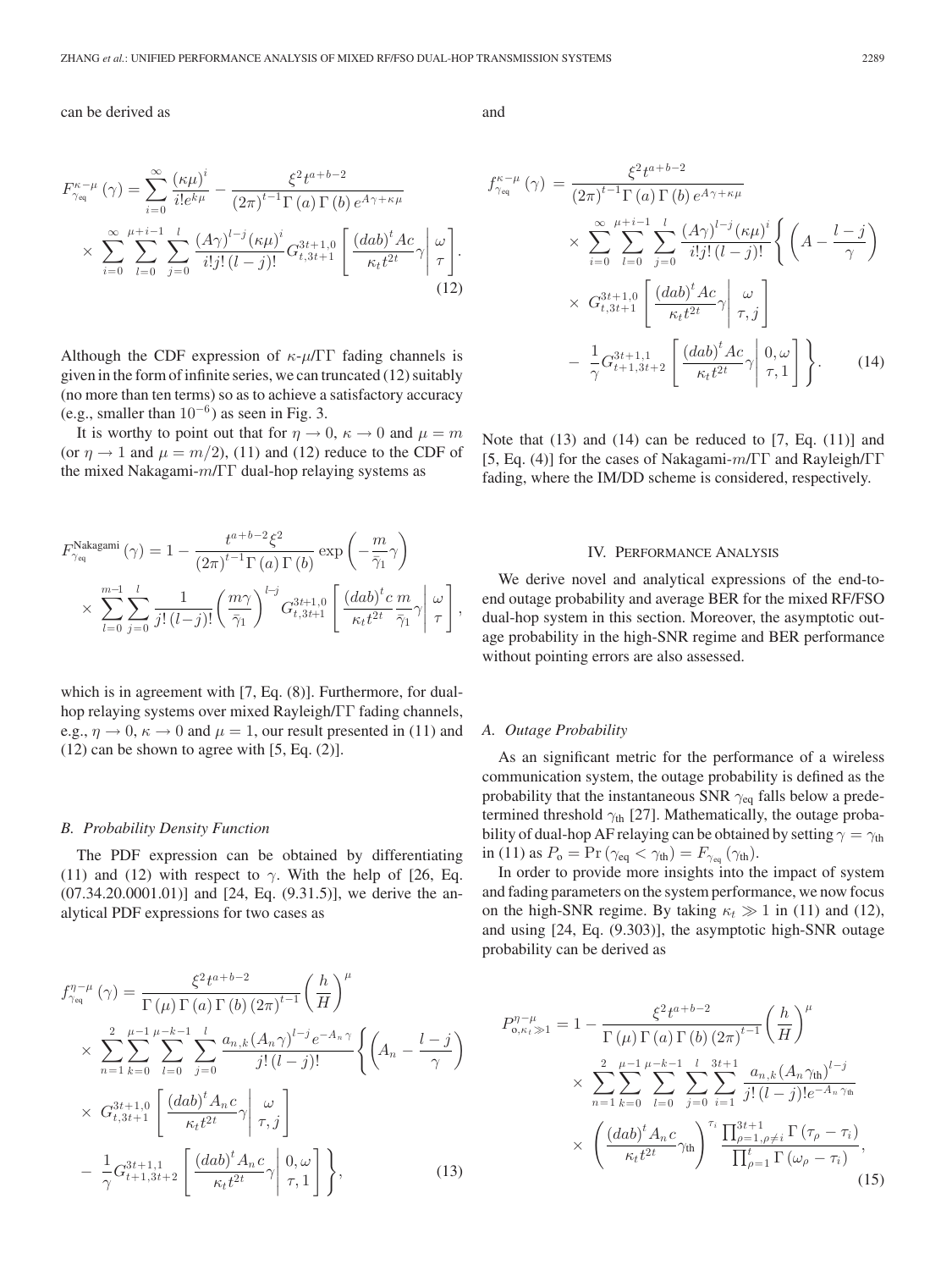can be derived as

$$F_{\gamma_{\text{eq}}}^{\kappa-\mu}(\gamma)=\sum_{i=0}^{\infty}\frac{(\kappa\mu)^i}{i!e^{k\mu}}-\frac{\xi^2 t^{a+b-2}}{(2\pi)^{t-1}\Gamma(a)\Gamma(b)e^{A\gamma+\kappa\mu}}\times\sum_{i=0}^{\infty}\sum_{l=0}^{\mu+i-1}\sum_{j=0}^{l}\frac{(A\gamma)^{l-j}(\kappa\mu)^i}{i!j!(l-j)!}G_{t,3t+1}^{3t+1,0}\left[\frac{(dab)^t Ac}{\kappa_t t^{2t}}\gamma\middle|\begin{matrix}\omega\\ \tau\end{matrix}\right]. \tag{12}$$

Although the CDF expression of $\kappa$-$\mu$/ΓΓ fading channels is given in the form of infinite series, we can truncated (12) suitably (no more than ten terms) so as to achieve a satisfactory accuracy (e.g., smaller than $10^{-6}$) as seen in Fig. 3.

It is worthy to point out that for $\eta\to 0$, $\kappa\to 0$ and $\mu=m$ (or $\eta\to 1$ and $\mu=m/2$), (11) and (12) reduce to the CDF of the mixed Nakagami-$m$/ΓΓ dual-hop relaying systems as

$$F_{\gamma_{\text{eq}}}^{\text{Nakagami}}(\gamma)=1-\frac{t^{a+b-2}\xi^2}{(2\pi)^{t-1}\Gamma(a)\Gamma(b)}\exp\left(-\frac{m}{\bar{\gamma}_1}\gamma\right)\times\sum_{l=0}^{m-1}\sum_{j=0}^{l}\frac{1}{j!(l-j)!}\left(\frac{m\gamma}{\bar{\gamma}_1}\right)^{l-j}G_{t,3t+1}^{3t+1,0}\left[\frac{(dab)^t c}{\kappa_t t^{2t}}\frac{m}{\bar{\gamma}_1}\gamma\middle|\begin{matrix}\omega\\ \tau\end{matrix}\right],$$

which is in agreement with [7, Eq. (8)]. Furthermore, for dual-hop relaying systems over mixed Rayleigh/ΓΓ fading channels, e.g., $\eta\to 0$, $\kappa\to 0$ and $\mu=1$, our result presented in (11) and (12) can be shown to agree with [5, Eq. (2)].

### B. Probability Density Function

The PDF expression can be obtained by differentiating (11) and (12) with respect to $\gamma$. With the help of [26, Eq. (07.34.20.0001.01)] and [24, Eq. (9.31.5)], we derive the analytical PDF expressions for two cases as

$$f_{\gamma_{\text{eq}}}^{\eta-\mu}(\gamma)=\frac{\xi^2 t^{a+b-2}}{\Gamma(\mu)\Gamma(a)\Gamma(b)(2\pi)^{t-1}}\left(\frac{h}{H}\right)^{\mu}\times\sum_{n=1}^{2}\sum_{k=0}^{\mu-1}\sum_{l=0}^{\mu-k-1}\sum_{j=0}^{l}\frac{a_{n,k}(A_n\gamma)^{l-j}e^{-A_n\gamma}}{j!(l-j)!}\left\{\left(A_n-\frac{l-j}{\gamma}\right)\times G_{t,3t+1}^{3t+1,0}\left[\frac{(dab)^t A_n c}{\kappa_t t^{2t}}\gamma\middle|\begin{matrix}\omega\\ \tau,j\end{matrix}\right]-\frac{1}{\gamma}G_{t+1,3t+2}^{3t+1,1}\left[\frac{(dab)^t A_n c}{\kappa_t t^{2t}}\gamma\middle|\begin{matrix}0,\omega\\ \tau,1\end{matrix}\right]\right\}, \tag{13}$$

and

$$f_{\gamma_{\text{eq}}}^{\kappa-\mu}(\gamma)=\frac{\xi^2 t^{a+b-2}}{(2\pi)^{t-1}\Gamma(a)\Gamma(b)e^{A\gamma+\kappa\mu}}\times\sum_{i=0}^{\infty}\sum_{l=0}^{\mu+i-1}\sum_{j=0}^{l}\frac{(A\gamma)^{l-j}(\kappa\mu)^i}{i!j!(l-j)!}\left\{\left(A-\frac{l-j}{\gamma}\right)\times G_{t,3t+1}^{3t+1,0}\left[\frac{(dab)^t Ac}{\kappa_t t^{2t}}\gamma\middle|\begin{matrix}\omega\\ \tau,j\end{matrix}\right]-\frac{1}{\gamma}G_{t+1,3t+2}^{3t+1,1}\left[\frac{(dab)^t Ac}{\kappa_t t^{2t}}\gamma\middle|\begin{matrix}0,\omega\\ \tau,1\end{matrix}\right]\right\}. \tag{14}$$

Note that (13) and (14) can be reduced to [7, Eq. (11)] and [5, Eq. (4)] for the cases of Nakagami-$m$/ΓΓ and Rayleigh/ΓΓ fading, where the IM/DD scheme is considered, respectively.

## IV. Performance Analysis

We derive novel and analytical expressions of the end-to-end outage probability and average BER for the mixed RF/FSO dual-hop system in this section. Moreover, the asymptotic outage probability in the high-SNR regime and BER performance without pointing errors are also assessed.

### A. Outage Probability

As an significant metric for the performance of a wireless communication system, the outage probability is defined as the probability that the instantaneous SNR $\gamma_{\text{eq}}$ falls below a predetermined threshold $\gamma_{\text{th}}$ [27]. Mathematically, the outage probability of dual-hop AF relaying can be obtained by setting $\gamma=\gamma_{\text{th}}$ in (11) as $P_{\text{o}}=\Pr(\gamma_{\text{eq}}<\gamma_{\text{th}})=F_{\gamma_{\text{eq}}}(\gamma_{\text{th}})$.

In order to provide more insights into the impact of system and fading parameters on the system performance, we now focus on the high-SNR regime. By taking $\kappa_t\gg 1$ in (11) and (12), and using [24, Eq. (9.303)], the asymptotic high-SNR outage probability can be derived as

$$P_{\text{o},\kappa_t\gg 1}^{\eta-\mu}=1-\frac{\xi^2 t^{a+b-2}}{\Gamma(\mu)\Gamma(a)\Gamma(b)(2\pi)^{t-1}}\left(\frac{h}{H}\right)^{\mu}\times\sum_{n=1}^{2}\sum_{k=0}^{\mu-1}\sum_{l=0}^{\mu-k-1}\sum_{j=0}^{l}\sum_{i=1}^{3t+1}\frac{a_{n,k}(A_n\gamma_{\text{th}})^{l-j}}{j!(l-j)!e^{-A_n\gamma_{\text{th}}}}\times\left(\frac{(dab)^t A_n c}{\kappa_t t^{2t}}\gamma_{\text{th}}\right)^{\tau_i}\frac{\prod_{\rho=1,\rho\neq i}^{3t+1}\Gamma(\tau_\rho-\tau_i)}{\prod_{\rho=1}^{t}\Gamma(\omega_\rho-\tau_i)}, \tag{15}$$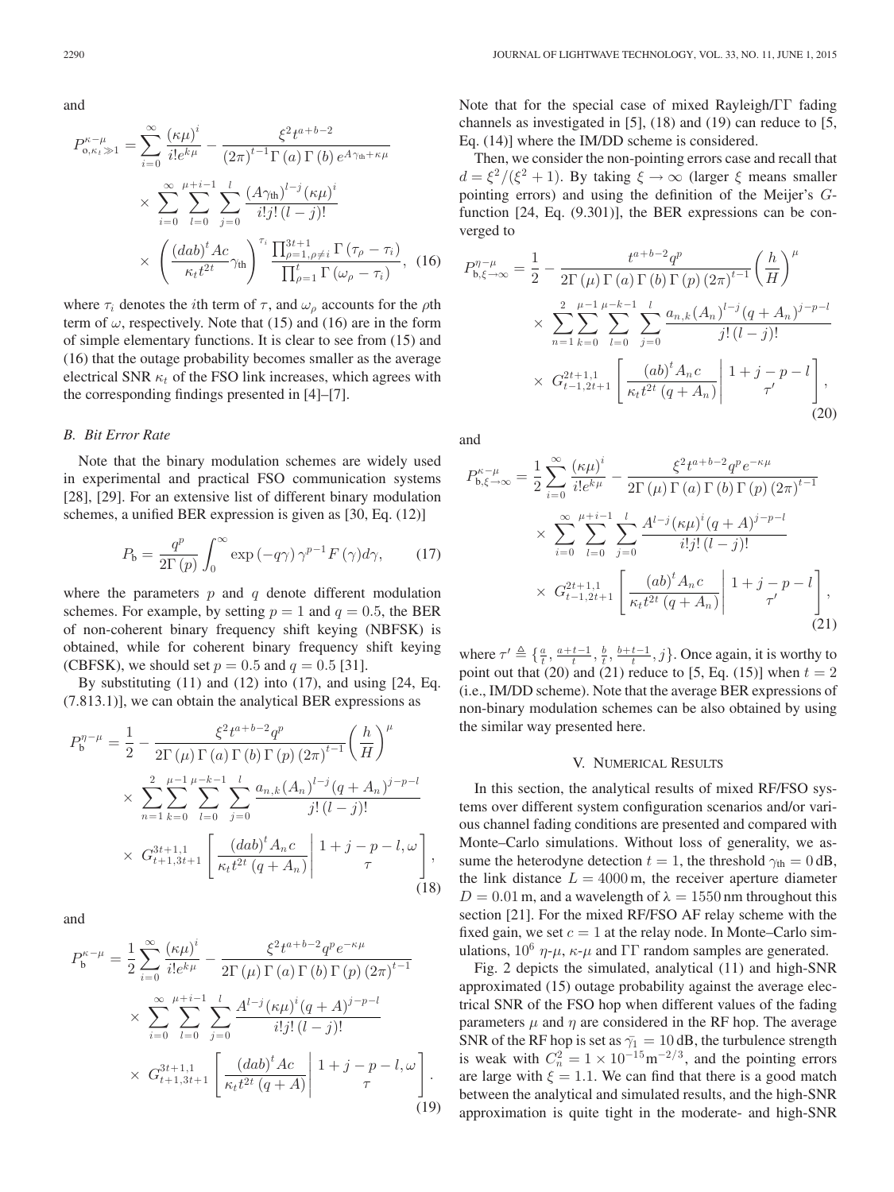and

$$P_{\mathrm{o},\kappa_t\gg1}^{\kappa-\mu}=\sum_{i=0}^{\infty}\frac{(\kappa\mu)^i}{i!e^{k\mu}}-\frac{\xi^2t^{a+b-2}}{(2\pi)^{t-1}\Gamma(a)\Gamma(b)e^{A\gamma_{\mathrm{th}}+\kappa\mu}}\times\sum_{i=0}^{\infty}\sum_{l=0}^{\mu+i-1}\sum_{j=0}^{l}\frac{(A\gamma_{\mathrm{th}})^{l-j}(\kappa\mu)^i}{i!j!(l-j)!}\times\left(\frac{(dab)^tAc}{\kappa_t t^{2t}}\gamma_{\mathrm{th}}\right)^{\tau_i}\frac{\prod_{\rho=1,\rho\neq i}^{3t+1}\Gamma(\tau_\rho-\tau_i)}{\prod_{\rho=1}^{t}\Gamma(\omega_\rho-\tau_i)},\quad(16)$$

where $\tau_i$ denotes the $i$th term of $\tau$, and $\omega_\rho$ accounts for the $\rho$th term of $\omega$, respectively. Note that (15) and (16) are in the form of simple elementary functions. It is clear to see from (15) and (16) that the outage probability becomes smaller as the average electrical SNR $\kappa_t$ of the FSO link increases, which agrees with the corresponding findings presented in [4]–[7].

### B. Bit Error Rate

Note that the binary modulation schemes are widely used in experimental and practical FSO communication systems [28], [29]. For an extensive list of different binary modulation schemes, a unified BER expression is given as [30, Eq. (12)]

$$P_{\mathrm{b}}=\frac{q^p}{2\Gamma(p)}\int_0^{\infty}\exp(-q\gamma)\gamma^{p-1}F(\gamma)d\gamma,\quad(17)$$

where the parameters $p$ and $q$ denote different modulation schemes. For example, by setting $p=1$ and $q=0.5$, the BER of non-coherent binary frequency shift keying (NBFSK) is obtained, while for coherent binary frequency shift keying (CBFSK), we should set $p=0.5$ and $q=0.5$ [31].

By substituting (11) and (12) into (17), and using [24, Eq. (7.813.1)], we can obtain the analytical BER expressions as

$$P_{\mathrm{b}}^{\eta-\mu}=\frac{1}{2}-\frac{\xi^2t^{a+b-2}q^p}{2\Gamma(\mu)\Gamma(a)\Gamma(b)\Gamma(p)(2\pi)^{t-1}}\left(\frac{h}{H}\right)^{\mu}\times\sum_{n=1}^{2}\sum_{k=0}^{\mu-1}\sum_{l=0}^{\mu-k-1}\sum_{j=0}^{l}\frac{a_{n,k}(A_n)^{l-j}(q+A_n)^{j-p-l}}{j!(l-j)!}\times G_{t+1,3t+1}^{3t+1,1}\left[\frac{(dab)^tA_nc}{\kappa_t t^{2t}(q+A_n)}\middle|\begin{matrix}1+j-p-l,\omega\\ \tau\end{matrix}\right],\quad(18)$$

and

$$P_{\mathrm{b}}^{\kappa-\mu}=\frac{1}{2}\sum_{i=0}^{\infty}\frac{(\kappa\mu)^i}{i!e^{k\mu}}-\frac{\xi^2t^{a+b-2}q^pe^{-\kappa\mu}}{2\Gamma(\mu)\Gamma(a)\Gamma(b)\Gamma(p)(2\pi)^{t-1}}\times\sum_{i=0}^{\infty}\sum_{l=0}^{\mu+i-1}\sum_{j=0}^{l}\frac{A^{l-j}(\kappa\mu)^i(q+A)^{j-p-l}}{i!j!(l-j)!}\times G_{t+1,3t+1}^{3t+1,1}\left[\frac{(dab)^tAc}{\kappa_t t^{2t}(q+A)}\middle|\begin{matrix}1+j-p-l,\omega\\ \tau\end{matrix}\right].\quad(19)$$

Note that for the special case of mixed Rayleigh/ΓΓ fading channels as investigated in [5], (18) and (19) can reduce to [5, Eq. (14)] where the IM/DD scheme is considered.

Then, we consider the non-pointing errors case and recall that $d=\xi^2/(\xi^2+1)$. By taking $\xi\to\infty$ (larger $\xi$ means smaller pointing errors) and using the definition of the Meijer's $G$-function [24, Eq. (9.301)], the BER expressions can be converged to

$$P_{\mathrm{b},\xi\to\infty}^{\eta-\mu}=\frac{1}{2}-\frac{t^{a+b-2}q^p}{2\Gamma(\mu)\Gamma(a)\Gamma(b)\Gamma(p)(2\pi)^{t-1}}\left(\frac{h}{H}\right)^{\mu}\times\sum_{n=1}^{2}\sum_{k=0}^{\mu-1}\sum_{l=0}^{\mu-k-1}\sum_{j=0}^{l}\frac{a_{n,k}(A_n)^{l-j}(q+A_n)^{j-p-l}}{j!(l-j)!}\times G_{t-1,2t+1}^{2t+1,1}\left[\frac{(ab)^tA_nc}{\kappa_t t^{2t}(q+A_n)}\middle|\begin{matrix}1+j-p-l\\ \tau'\end{matrix}\right],\quad(20)$$

and

$$P_{\mathrm{b},\xi\to\infty}^{\kappa-\mu}=\frac{1}{2}\sum_{i=0}^{\infty}\frac{(\kappa\mu)^i}{i!e^{k\mu}}-\frac{\xi^2t^{a+b-2}q^pe^{-\kappa\mu}}{2\Gamma(\mu)\Gamma(a)\Gamma(b)\Gamma(p)(2\pi)^{t-1}}\times\sum_{i=0}^{\infty}\sum_{l=0}^{\mu+i-1}\sum_{j=0}^{l}\frac{A^{l-j}(\kappa\mu)^i(q+A)^{j-p-l}}{i!j!(l-j)!}\times G_{t-1,2t+1}^{2t+1,1}\left[\frac{(ab)^tA_nc}{\kappa_t t^{2t}(q+A_n)}\middle|\begin{matrix}1+j-p-l\\ \tau'\end{matrix}\right],\quad(21)$$

where $\tau'\triangleq\{\frac{a}{t},\frac{a+t-1}{t},\frac{b}{t},\frac{b+t-1}{t},j\}$. Once again, it is worthy to point out that (20) and (21) reduce to [5, Eq. (15)] when $t=2$ (i.e., IM/DD scheme). Note that the average BER expressions of non-binary modulation schemes can be also obtained by using the similar way presented here.

## V. Numerical Results

In this section, the analytical results of mixed RF/FSO systems over different system configuration scenarios and/or various channel fading conditions are presented and compared with Monte–Carlo simulations. Without loss of generality, we assume the heterodyne detection $t=1$, the threshold $\gamma_{\mathrm{th}}=0$ dB, the link distance $L=4000$ m, the receiver aperture diameter $D=0.01$ m, and a wavelength of $\lambda=1550$ nm throughout this section [21]. For the mixed RF/FSO AF relay scheme with the fixed gain, we set $c=1$ at the relay node. In Monte–Carlo simulations, $10^6$ $\eta$-$\mu$, $\kappa$-$\mu$ and ΓΓ random samples are generated.

Fig. 2 depicts the simulated, analytical (11) and high-SNR approximated (15) outage probability against the average electrical SNR of the FSO hop when different values of the fading parameters $\mu$ and $\eta$ are considered in the RF hop. The average SNR of the RF hop is set as $\bar{\gamma}_1=10$ dB, the turbulence strength is weak with $C_n^2=1\times10^{-15}\mathrm{m}^{-2/3}$, and the pointing errors are large with $\xi=1.1$. We can find that there is a good match between the analytical and simulated results, and the high-SNR approximation is quite tight in the moderate- and high-SNR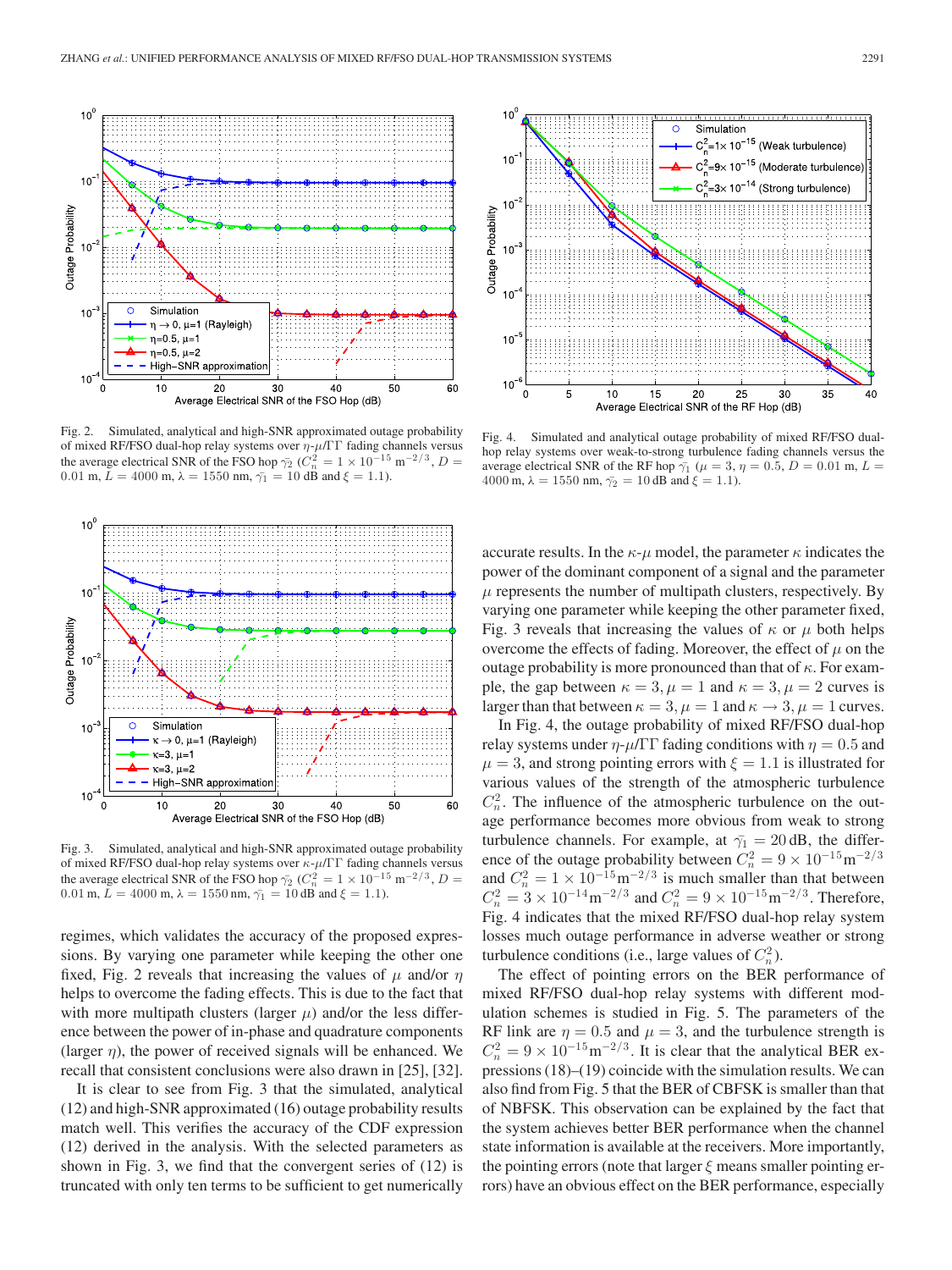Fig. 2. Simulated, analytical and high-SNR approximated outage probability of mixed RF/FSO dual-hop relay systems over $\eta$-$\mu$/ΓΓ fading channels versus the average electrical SNR of the FSO hop $\bar{\gamma}_2$ ($C_n^2 = 1 \times 10^{-15}$ m$^{-2/3}$, $D = 0.01$ m, $L = 4000$ m, $\lambda = 1550$ nm, $\bar{\gamma}_1 = 10$ dB and $\xi = 1.1$).

Fig. 3. Simulated, analytical and high-SNR approximated outage probability of mixed RF/FSO dual-hop relay systems over $\kappa$-$\mu$/ΓΓ fading channels versus the average electrical SNR of the FSO hop $\bar{\gamma}_2$ ($C_n^2 = 1 \times 10^{-15}$ m$^{-2/3}$, $D = 0.01$ m, $L = 4000$ m, $\lambda = 1550$ nm, $\bar{\gamma}_1 = 10$ dB and $\xi = 1.1$).

regimes, which validates the accuracy of the proposed expressions. By varying one parameter while keeping the other one fixed, Fig. 2 reveals that increasing the values of $\mu$ and/or $\eta$ helps to overcome the fading effects. This is due to the fact that with more multipath clusters (larger $\mu$) and/or the less difference between the power of in-phase and quadrature components (larger $\eta$), the power of received signals will be enhanced. We recall that consistent conclusions were also drawn in [25], [32].

It is clear to see from Fig. 3 that the simulated, analytical (12) and high-SNR approximated (16) outage probability results match well. This verifies the accuracy of the CDF expression (12) derived in the analysis. With the selected parameters as shown in Fig. 3, we find that the convergent series of (12) is truncated with only ten terms to be sufficient to get numerically accurate results. In the $\kappa$-$\mu$ model, the parameter $\kappa$ indicates the power of the dominant component of a signal and the parameter $\mu$ represents the number of multipath clusters, respectively. By varying one parameter while keeping the other parameter fixed, Fig. 3 reveals that increasing the values of $\kappa$ or $\mu$ both helps overcome the effects of fading. Moreover, the effect of $\mu$ on the outage probability is more pronounced than that of $\kappa$. For example, the gap between $\kappa = 3, \mu = 1$ and $\kappa = 3, \mu = 2$ curves is larger than that between $\kappa = 3, \mu = 1$ and $\kappa \to 3, \mu = 1$ curves.

Fig. 4. Simulated and analytical outage probability of mixed RF/FSO dual-hop relay systems over weak-to-strong turbulence fading channels versus the average electrical SNR of the RF hop $\bar{\gamma}_1$ ($\mu = 3$, $\eta = 0.5$, $D = 0.01$ m, $L = 4000$ m, $\lambda = 1550$ nm, $\bar{\gamma}_2 = 10$ dB and $\xi = 1.1$).

In Fig. 4, the outage probability of mixed RF/FSO dual-hop relay systems under $\eta$-$\mu$/ΓΓ fading conditions with $\eta = 0.5$ and $\mu = 3$, and strong pointing errors with $\xi = 1.1$ is illustrated for various values of the strength of the atmospheric turbulence $C_n^2$. The influence of the atmospheric turbulence on the outage performance becomes more obvious from weak to strong turbulence channels. For example, at $\bar{\gamma}_1 = 20$ dB, the difference of the outage probability between $C_n^2 = 9 \times 10^{-15}$m$^{-2/3}$ and $C_n^2 = 1 \times 10^{-15}$m$^{-2/3}$ is much smaller than that between $C_n^2 = 3 \times 10^{-14}$m$^{-2/3}$ and $C_n^2 = 9 \times 10^{-15}$m$^{-2/3}$. Therefore, Fig. 4 indicates that the mixed RF/FSO dual-hop relay system losses much outage performance in adverse weather or strong turbulence conditions (i.e., large values of $C_n^2$).

The effect of pointing errors on the BER performance of mixed RF/FSO dual-hop relay systems with different modulation schemes is studied in Fig. 5. The parameters of the RF link are $\eta = 0.5$ and $\mu = 3$, and the turbulence strength is $C_n^2 = 9 \times 10^{-15}$m$^{-2/3}$. It is clear that the analytical BER expressions (18)–(19) coincide with the simulation results. We can also find from Fig. 5 that the BER of CBFSK is smaller than that of NBFSK. This observation can be explained by the fact that the system achieves better BER performance when the channel state information is available at the receivers. More importantly, the pointing errors (note that larger $\xi$ means smaller pointing errors) have an obvious effect on the BER performance, especially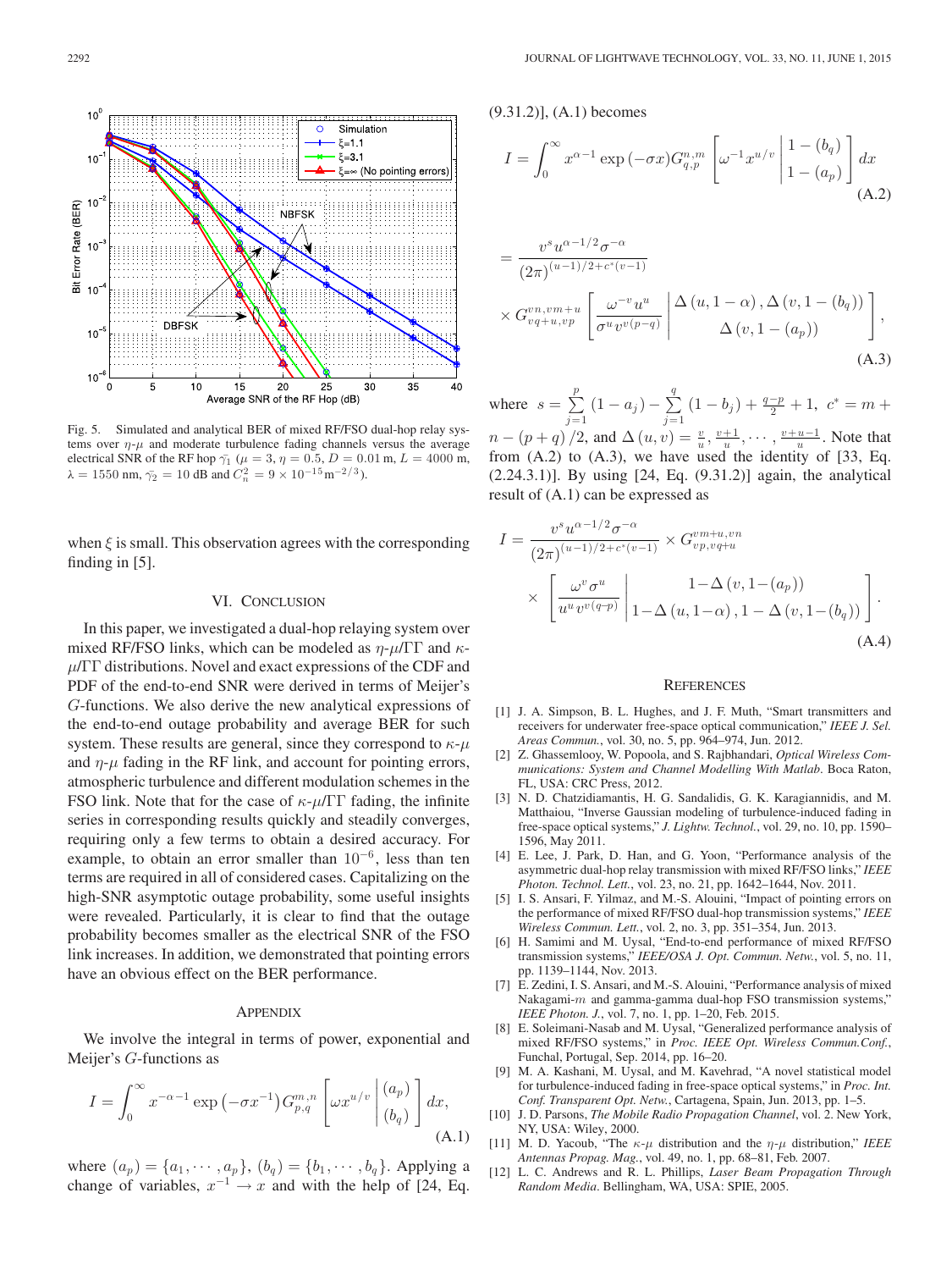Fig. 5. Simulated and analytical BER of mixed RF/FSO dual-hop relay systems over $\eta$-$\mu$ and moderate turbulence fading channels versus the average electrical SNR of the RF hop $\bar{\gamma}_1$ ($\mu = 3$, $\eta = 0.5$, $D = 0.01$ m, $L = 4000$ m, $\lambda = 1550$ nm, $\bar{\gamma}_2 = 10$ dB and $C_n^2 = 9 \times 10^{-15}\text{m}^{-2/3}$).

when $\xi$ is small. This observation agrees with the corresponding finding in [5].

## VI. Conclusion

In this paper, we investigated a dual-hop relaying system over mixed RF/FSO links, which can be modeled as $\eta$-$\mu$/$\Gamma\Gamma$ and $\kappa$-$\mu$/$\Gamma\Gamma$ distributions. Novel and exact expressions of the CDF and PDF of the end-to-end SNR were derived in terms of Meijer's $G$-functions. We also derive the new analytical expressions of the end-to-end outage probability and average BER for such system. These results are general, since they correspond to $\kappa$-$\mu$ and $\eta$-$\mu$ fading in the RF link, and account for pointing errors, atmospheric turbulence and different modulation schemes in the FSO link. Note that for the case of $\kappa$-$\mu$/$\Gamma\Gamma$ fading, the infinite series in corresponding results quickly and steadily converges, requiring only a few terms to obtain a desired accuracy. For example, to obtain an error smaller than $10^{-6}$, less than ten terms are required in all of considered cases. Capitalizing on the high-SNR asymptotic outage probability, some useful insights were revealed. Particularly, it is clear to find that the outage probability becomes smaller as the electrical SNR of the FSO link increases. In addition, we demonstrated that pointing errors have an obvious effect on the BER performance.

## Appendix

We involve the integral in terms of power, exponential and Meijer's $G$-functions as

$$I = \int_0^{\infty} x^{-\alpha-1} \exp\left(-\sigma x^{-1}\right) G_{p,q}^{m,n}\left[\omega x^{u/v} \middle| \begin{matrix} (a_p) \\ (b_q) \end{matrix}\right] dx, \tag{A.1}$$

where $(a_p) = \{a_1, \cdots, a_p\}$, $(b_q) = \{b_1, \cdots, b_q\}$. Applying a change of variables, $x^{-1} \to x$ and with the help of [24, Eq. (9.31.2)], (A.1) becomes

$$I = \int_0^{\infty} x^{\alpha-1} \exp\left(-\sigma x\right) G_{q,p}^{n,m}\left[\omega^{-1} x^{u/v} \middle| \begin{matrix} 1-(b_q) \\ 1-(a_p) \end{matrix}\right] dx \tag{A.2}$$

$$= \frac{v^s u^{\alpha-1/2} \sigma^{-\alpha}}{(2\pi)^{(u-1)/2+c^*(v-1)}} \times G_{vq+u,vp}^{vn,vm+u}\left[\frac{\omega^{-v} u^u}{\sigma^u v^{v(p-q)}} \middle| \begin{matrix} \Delta(u, 1-\alpha), \Delta(v, 1-(b_q)) \\ \Delta(v, 1-(a_p)) \end{matrix}\right], \tag{A.3}$$

where $s = \sum_{j=1}^{p}(1-a_j) - \sum_{j=1}^{q}(1-b_j) + \frac{q-p}{2} + 1$, $c^* = m + n - (p+q)/2$, and $\Delta(u,v) = \frac{v}{u}, \frac{v+1}{u}, \cdots, \frac{v+u-1}{u}$. Note that from (A.2) to (A.3), we have used the identity of [33, Eq. (2.24.3.1)]. By using [24, Eq. (9.31.2)] again, the analytical result of (A.1) can be expressed as

$$I = \frac{v^s u^{\alpha-1/2} \sigma^{-\alpha}}{(2\pi)^{(u-1)/2+c^*(v-1)}} \times G_{vp,vq+u}^{vm+u,vn} \times \left[\frac{\omega^v \sigma^u}{u^u v^{v(q-p)}} \middle| \begin{matrix} 1-\Delta(v, 1-(a_p)) \\ 1-\Delta(u, 1-\alpha), 1-\Delta(v, 1-(b_q)) \end{matrix}\right]. \tag{A.4}$$

## References

[1] J. A. Simpson, B. L. Hughes, and J. F. Muth, "Smart transmitters and receivers for underwater free-space optical communication," *IEEE J. Sel. Areas Commun.*, vol. 30, no. 5, pp. 964–974, Jun. 2012.

[2] Z. Ghassemlooy, W. Popoola, and S. Rajbhandari, *Optical Wireless Communications: System and Channel Modelling With Matlab*. Boca Raton, FL, USA: CRC Press, 2012.

[3] N. D. Chatzidiamantis, H. G. Sandalidis, G. K. Karagiannidis, and M. Matthaiou, "Inverse Gaussian modeling of turbulence-induced fading in free-space optical systems," *J. Lightw. Technol.*, vol. 29, no. 10, pp. 1590–1596, May 2011.

[4] E. Lee, J. Park, D. Han, and G. Yoon, "Performance analysis of the asymmetric dual-hop relay transmission with mixed RF/FSO links," *IEEE Photon. Technol. Lett.*, vol. 23, no. 21, pp. 1642–1644, Nov. 2011.

[5] I. S. Ansari, F. Yilmaz, and M.-S. Alouini, "Impact of pointing errors on the performance of mixed RF/FSO dual-hop transmission systems," *IEEE Wireless Commun. Lett.*, vol. 2, no. 3, pp. 351–354, Jun. 2013.

[6] H. Samimi and M. Uysal, "End-to-end performance of mixed RF/FSO transmission systems," *IEEE/OSA J. Opt. Commun. Netw.*, vol. 5, no. 11, pp. 1139–1144, Nov. 2013.

[7] E. Zedini, I. S. Ansari, and M.-S. Alouini, "Performance analysis of mixed Nakagami-$m$ and gamma-gamma dual-hop FSO transmission systems," *IEEE Photon. J.*, vol. 7, no. 1, pp. 1–20, Feb. 2015.

[8] E. Soleimani-Nasab and M. Uysal, "Generalized performance analysis of mixed RF/FSO systems," in *Proc. IEEE Opt. Wireless Commun. Conf.*, Funchal, Portugal, Sep. 2014, pp. 16–20.

[9] M. A. Kashani, M. Uysal, and M. Kavehrad, "A novel statistical model for turbulence-induced fading in free-space optical systems," in *Proc. Int. Conf. Transparent Opt. Netw.*, Cartagena, Spain, Jun. 2013, pp. 1–5.

[10] J. D. Parsons, *The Mobile Radio Propagation Channel*, vol. 2. New York, NY, USA: Wiley, 2000.

[11] M. D. Yacoub, "The $\kappa$-$\mu$ distribution and the $\eta$-$\mu$ distribution," *IEEE Antennas Propag. Mag.*, vol. 49, no. 1, pp. 68–81, Feb. 2007.

[12] L. C. Andrews and R. L. Phillips, *Laser Beam Propagation Through Random Media*. Bellingham, WA, USA: SPIE, 2005.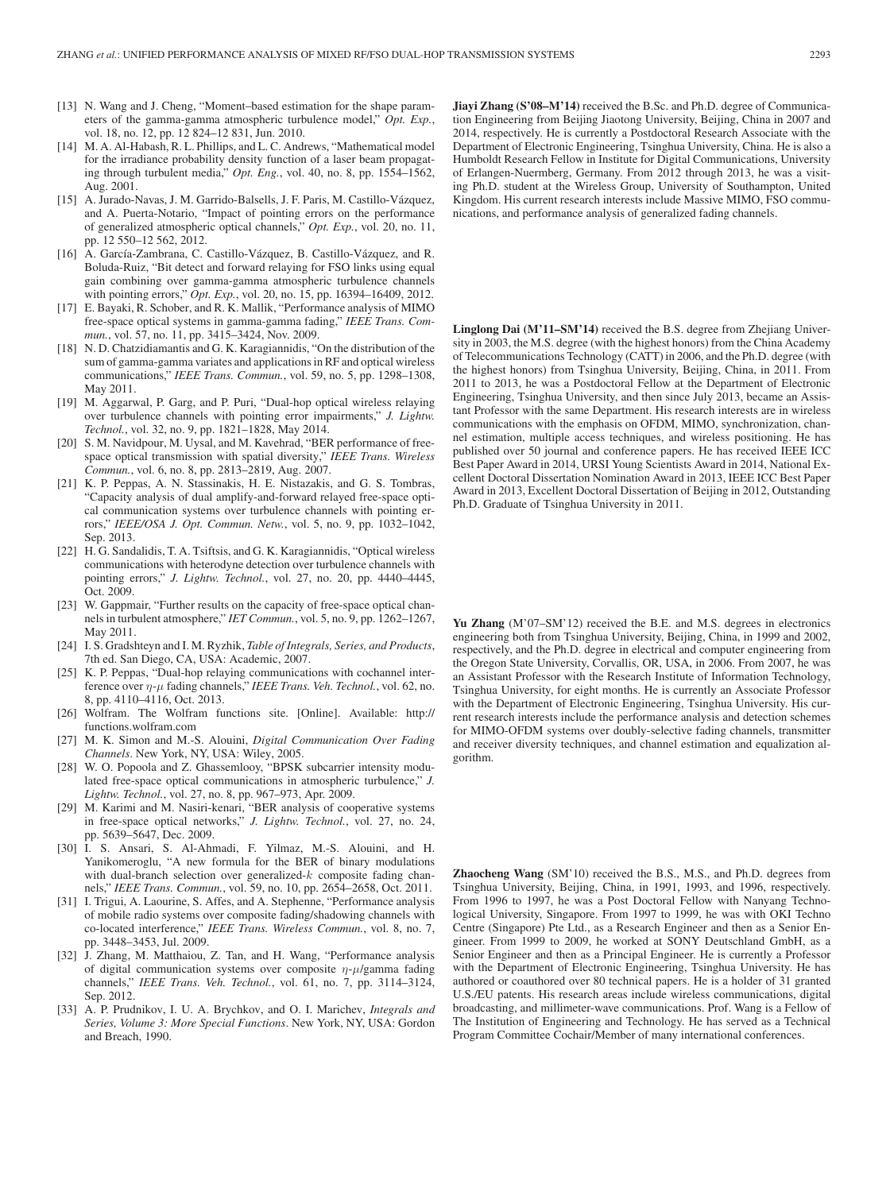[13] N. Wang and J. Cheng, "Moment–based estimation for the shape parameters of the gamma-gamma atmospheric turbulence model," *Opt. Exp.*, vol. 18, no. 12, pp. 12 824–12 831, Jun. 2010.

[14] M. A. Al-Habash, R. L. Phillips, and L. C. Andrews, "Mathematical model for the irradiance probability density function of a laser beam propagating through turbulent media," *Opt. Eng.*, vol. 40, no. 8, pp. 1554–1562, Aug. 2001.

[15] A. Jurado-Navas, J. M. Garrido-Balsells, J. F. Paris, M. Castillo-Vázquez, and A. Puerta-Notario, "Impact of pointing errors on the performance of generalized atmospheric optical channels," *Opt. Exp.*, vol. 20, no. 11, pp. 12 550–12 562, 2012.

[16] A. García-Zambrana, C. Castillo-Vázquez, B. Castillo-Vázquez, and R. Boluda-Ruiz, "Bit detect and forward relaying for FSO links using equal gain combining over gamma-gamma atmospheric turbulence channels with pointing errors," *Opt. Exp.*, vol. 20, no. 15, pp. 16394–16409, 2012.

[17] E. Bayaki, R. Schober, and R. K. Mallik, "Performance analysis of MIMO free-space optical systems in gamma-gamma fading," *IEEE Trans. Commun.*, vol. 57, no. 11, pp. 3415–3424, Nov. 2009.

[18] N. D. Chatzidiamantis and G. K. Karagiannidis, "On the distribution of the sum of gamma-gamma variates and applications in RF and optical wireless communications," *IEEE Trans. Commun.*, vol. 59, no. 5, pp. 1298–1308, May 2011.

[19] M. Aggarwal, P. Garg, and P. Puri, "Dual-hop optical wireless relaying over turbulence channels with pointing error impairments," *J. Lightw. Technol.*, vol. 32, no. 9, pp. 1821–1828, May 2014.

[20] S. M. Navidpour, M. Uysal, and M. Kavehrad, "BER performance of free-space optical transmission with spatial diversity," *IEEE Trans. Wireless Commun.*, vol. 6, no. 8, pp. 2813–2819, Aug. 2007.

[21] K. P. Peppas, A. N. Stassinakis, H. E. Nistazakis, and G. S. Tombras, "Capacity analysis of dual amplify-and-forward relayed free-space optical communication systems over turbulence channels with pointing errors," *IEEE/OSA J. Opt. Commun. Netw.*, vol. 5, no. 9, pp. 1032–1042, Sep. 2013.

[22] H. G. Sandalidis, T. A. Tsiftsis, and G. K. Karagiannidis, "Optical wireless communications with heterodyne detection over turbulence channels with pointing errors," *J. Lightw. Technol.*, vol. 27, no. 20, pp. 4440–4445, Oct. 2009.

[23] W. Gappmair, "Further results on the capacity of free-space optical channels in turbulent atmosphere," *IET Commun.*, vol. 5, no. 9, pp. 1262–1267, May 2011.

[24] I. S. Gradshteyn and I. M. Ryzhik, *Table of Integrals, Series, and Products*, 7th ed. San Diego, CA, USA: Academic, 2007.

[25] K. P. Peppas, "Dual-hop relaying communications with cochannel interference over $\eta$-$\mu$ fading channels," *IEEE Trans. Veh. Technol.*, vol. 62, no. 8, pp. 4110–4116, Oct. 2013.

[26] Wolfram. The Wolfram functions site. [Online]. Available: http://functions.wolfram.com

[27] M. K. Simon and M.-S. Alouini, *Digital Communication Over Fading Channels*. New York, NY, USA: Wiley, 2005.

[28] W. O. Popoola and Z. Ghassemlooy, "BPSK subcarrier intensity modulated free-space optical communications in atmospheric turbulence," *J. Lightw. Technol.*, vol. 27, no. 8, pp. 967–973, Apr. 2009.

[29] M. Karimi and M. Nasiri-kenari, "BER analysis of cooperative systems in free-space optical networks," *J. Lightw. Technol.*, vol. 27, no. 24, pp. 5639–5647, Dec. 2009.

[30] I. S. Ansari, S. Al-Ahmadi, F. Yilmaz, M.-S. Alouini, and H. Yanikomeroglu, "A new formula for the BER of binary modulations with dual-branch selection over generalized-$k$ composite fading channels," *IEEE Trans. Commun.*, vol. 59, no. 10, pp. 2654–2658, Oct. 2011.

[31] I. Trigui, A. Laourine, S. Affes, and A. Stephenne, "Performance analysis of mobile radio systems over composite fading/shadowing channels with co-located interference," *IEEE Trans. Wireless Commun.*, vol. 8, no. 7, pp. 3448–3453, Jul. 2009.

[32] J. Zhang, M. Matthaiou, Z. Tan, and H. Wang, "Performance analysis of digital communication systems over composite $\eta$-$\mu$/gamma fading channels," *IEEE Trans. Veh. Technol.*, vol. 61, no. 7, pp. 3114–3124, Sep. 2012.

[33] A. P. Prudnikov, I. U. A. Brychkov, and O. I. Marichev, *Integrals and Series, Volume 3: More Special Functions*. New York, NY, USA: Gordon and Breach, 1990.

**Jiayi Zhang (S'08–M'14)** received the B.Sc. and Ph.D. degree of Communication Engineering from Beijing Jiaotong University, Beijing, China in 2007 and 2014, respectively. He is currently a Postdoctoral Research Associate with the Department of Electronic Engineering, Tsinghua University, China. He is also a Humboldt Research Fellow in Institute for Digital Communications, University of Erlangen-Nuermberg, Germany. From 2012 through 2013, he was a visiting Ph.D. student at the Wireless Group, University of Southampton, United Kingdom. His current research interests include Massive MIMO, FSO communications, and performance analysis of generalized fading channels.

**Linglong Dai (M'11–SM'14)** received the B.S. degree from Zhejiang University in 2003, the M.S. degree (with the highest honors) from the China Academy of Telecommunications Technology (CATT) in 2006, and the Ph.D. degree (with the highest honors) from Tsinghua University, Beijing, China, in 2011. From 2011 to 2013, he was a Postdoctoral Fellow at the Department of Electronic Engineering, Tsinghua University, and then since July 2013, became an Assistant Professor with the same Department. His research interests are in wireless communications with the emphasis on OFDM, MIMO, synchronization, channel estimation, multiple access techniques, and wireless positioning. He has published over 50 journal and conference papers. He has received IEEE ICC Best Paper Award in 2014, URSI Young Scientists Award in 2014, National Excellent Doctoral Dissertation Nomination Award in 2013, IEEE ICC Best Paper Award in 2013, Excellent Doctoral Dissertation of Beijing in 2012, Outstanding Ph.D. Graduate of Tsinghua University in 2011.

**Yu Zhang** (M'07–SM'12) received the B.E. and M.S. degrees in electronics engineering both from Tsinghua University, Beijing, China, in 1999 and 2002, respectively, and the Ph.D. degree in electrical and computer engineering from the Oregon State University, Corvallis, OR, USA, in 2006. From 2007, he was an Assistant Professor with the Research Institute of Information Technology, Tsinghua University, for eight months. He is currently an Associate Professor with the Department of Electronic Engineering, Tsinghua University. His current research interests include the performance analysis and detection schemes for MIMO-OFDM systems over doubly-selective fading channels, transmitter and receiver diversity techniques, and channel estimation and equalization algorithm.

**Zhaocheng Wang** (SM'10) received the B.S., M.S., and Ph.D. degrees from Tsinghua University, Beijing, China, in 1991, 1993, and 1996, respectively. From 1996 to 1997, he was a Post Doctoral Fellow with Nanyang Technological University, Singapore. From 1997 to 1999, he was with OKI Techno Centre (Singapore) Pte Ltd., as a Research Engineer and then as a Senior Engineer. From 1999 to 2009, he worked at SONY Deutschland GmbH, as a Senior Engineer and then as a Principal Engineer. He is currently a Professor with the Department of Electronic Engineering, Tsinghua University. He has authored or coauthored over 80 technical papers. He is a holder of 31 granted U.S./EU patents. His research areas include wireless communications, digital broadcasting, and millimeter-wave communications. Prof. Wang is a Fellow of The Institution of Engineering and Technology. He has served as a Technical Program Committee Cochair/Member of many international conferences.